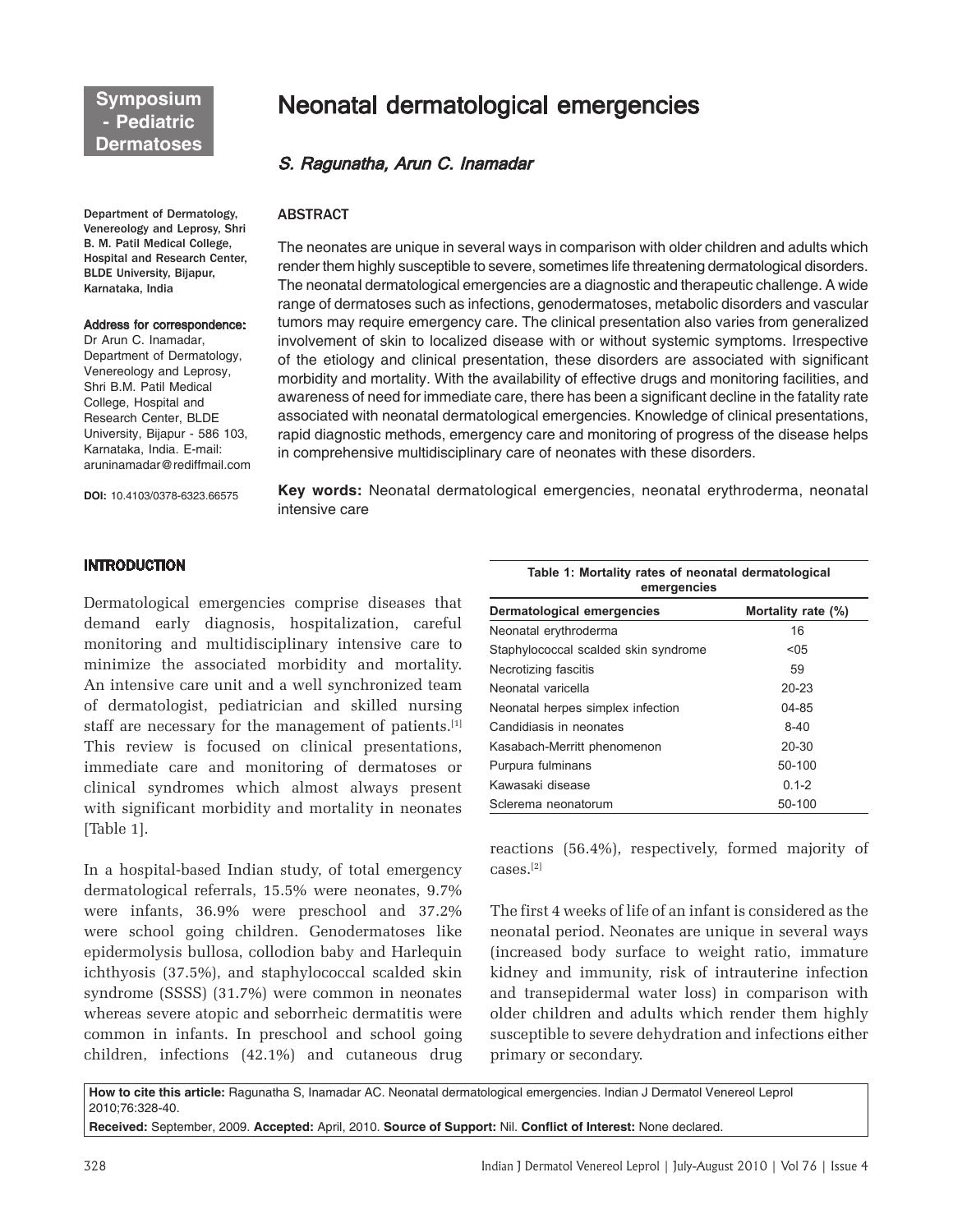Symposium - Pediatric Dermatoses

# Neonatal dermatological emergencies

*S. Ragunatha, Arun C. Inamadar*

Department of Dermatology, Venereology and Leprosy, Shri B. M. Patil Medical College, Hospital and Research Center, BLDE University, Bijapur, Karnataka, India

**Address for correspondence:**
Dr Arun C. Inamadar, Department of Dermatology, Venereology and Leprosy, Shri B.M. Patil Medical College, Hospital and Research Center, BLDE University, Bijapur - 586 103, Karnataka, India. E-mail: aruninamadar@rediffmail.com

**DOI:** 10.4103/0378-6323.66575

## ABSTRACT

The neonates are unique in several ways in comparison with older children and adults which render them highly susceptible to severe, sometimes life threatening dermatological disorders. The neonatal dermatological emergencies are a diagnostic and therapeutic challenge. A wide range of dermatoses such as infections, genodermatoses, metabolic disorders and vascular tumors may require emergency care. The clinical presentation also varies from generalized involvement of skin to localized disease with or without systemic symptoms. Irrespective of the etiology and clinical presentation, these disorders are associated with significant morbidity and mortality. With the availability of effective drugs and monitoring facilities, and awareness of need for immediate care, there has been a significant decline in the fatality rate associated with neonatal dermatological emergencies. Knowledge of clinical presentations, rapid diagnostic methods, emergency care and monitoring of progress of the disease helps in comprehensive multidisciplinary care of neonates with these disorders.

**Key words:** Neonatal dermatological emergencies, neonatal erythroderma, neonatal intensive care

## INTRODUCTION

Dermatological emergencies comprise diseases that demand early diagnosis, hospitalization, careful monitoring and multidisciplinary intensive care to minimize the associated morbidity and mortality. An intensive care unit and a well synchronized team of dermatologist, pediatrician and skilled nursing staff are necessary for the management of patients.[1] This review is focused on clinical presentations, immediate care and monitoring of dermatoses or clinical syndromes which almost always present with significant morbidity and mortality in neonates [Table 1].

**Table 1: Mortality rates of neonatal dermatological emergencies**

| Dermatological emergencies | Mortality rate (%) |
| --- | --- |
| Neonatal erythroderma | 16 |
| Staphylococcal scalded skin syndrome | <05 |
| Necrotizing fascitis | 59 |
| Neonatal varicella | 20-23 |
| Neonatal herpes simplex infection | 04-85 |
| Candidiasis in neonates | 8-40 |
| Kasabach-Merritt phenomenon | 20-30 |
| Purpura fulminans | 50-100 |
| Kawasaki disease | 0.1-2 |
| Sclerema neonatorum | 50-100 |

In a hospital-based Indian study, of total emergency dermatological referrals, 15.5% were neonates, 9.7% were infants, 36.9% were preschool and 37.2% were school going children. Genodermatoses like epidermolysis bullosa, collodion baby and Harlequin ichthyosis (37.5%), and staphylococcal scalded skin syndrome (SSSS) (31.7%) were common in neonates whereas severe atopic and seborrheic dermatitis were common in infants. In preschool and school going children, infections (42.1%) and cutaneous drug reactions (56.4%), respectively, formed majority of cases.[2]

The first 4 weeks of life of an infant is considered as the neonatal period. Neonates are unique in several ways (increased body surface to weight ratio, immature kidney and immunity, risk of intrauterine infection and transepidermal water loss) in comparison with older children and adults which render them highly susceptible to severe dehydration and infections either primary or secondary.

**How to cite this article:** Ragunatha S, Inamadar AC. Neonatal dermatological emergencies. Indian J Dermatol Venereol Leprol 2010;76:328-40.

**Received:** September, 2009. **Accepted:** April, 2010. **Source of Support:** Nil. **Conflict of Interest:** None declared.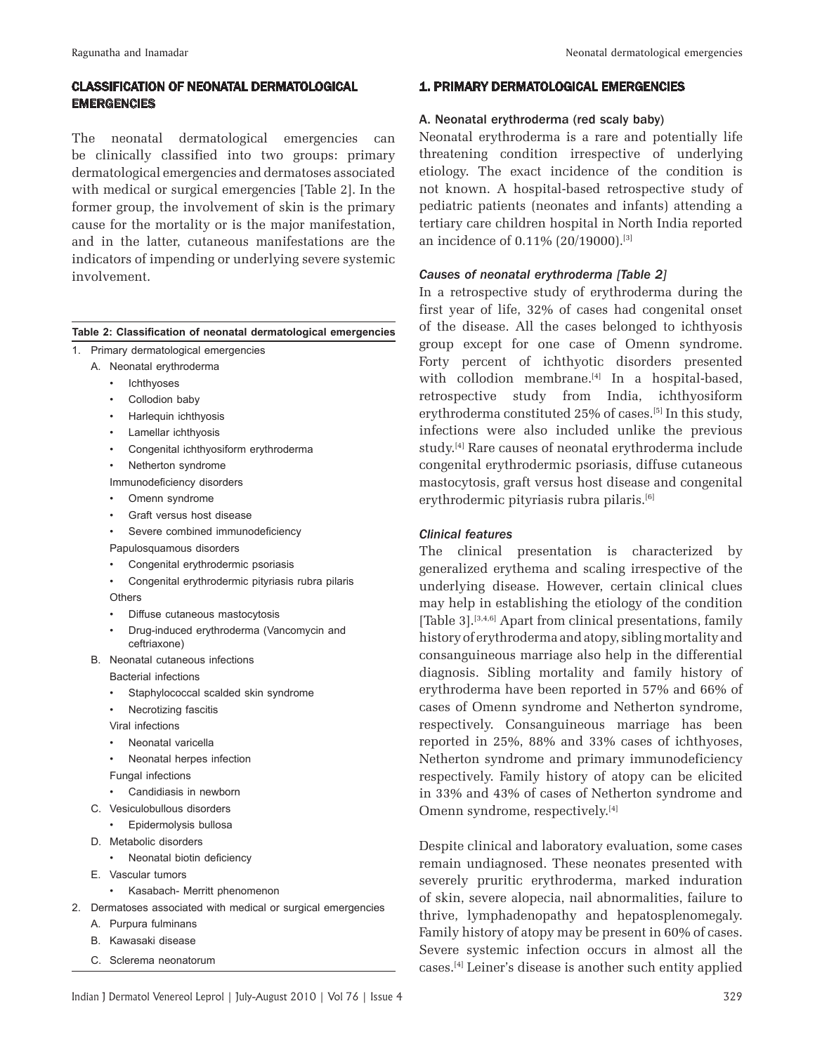## CLASSIFICATION OF NEONATAL DERMATOLOGICAL EMERGENCIES

The neonatal dermatological emergencies can be clinically classified into two groups: primary dermatological emergencies and dermatoses associated with medical or surgical emergencies [Table 2]. In the former group, the involvement of skin is the primary cause for the mortality or is the major manifestation, and in the latter, cutaneous manifestations are the indicators of impending or underlying severe systemic involvement.

**Table 2: Classification of neonatal dermatological emergencies**

1. Primary dermatological emergencies
   - A. Neonatal erythroderma
     - Ichthyoses
     - Collodion baby
     - Harlequin ichthyosis
     - Lamellar ichthyosis
     - Congenital ichthyosiform erythroderma
     - Netherton syndrome

     Immunodeficiency disorders
     - Omenn syndrome
     - Graft versus host disease
     - Severe combined immunodeficiency

     Papulosquamous disorders
     - Congenital erythrodermic psoriasis
     - Congenital erythrodermic pityriasis rubra pilaris

     Others
     - Diffuse cutaneous mastocytosis
     - Drug-induced erythroderma (Vancomycin and ceftriaxone)
   - B. Neonatal cutaneous infections

     Bacterial infections
     - Staphylococcal scalded skin syndrome
     - Necrotizing fascitis

     Viral infections
     - Neonatal varicella
     - Neonatal herpes infection

     Fungal infections
     - Candidiasis in newborn
   - C. Vesiculobullous disorders
     - Epidermolysis bullosa
   - D. Metabolic disorders
     - Neonatal biotin deficiency
   - E. Vascular tumors
     - Kasabach- Merritt phenomenon
2. Dermatoses associated with medical or surgical emergencies
   - A. Purpura fulminans
   - B. Kawasaki disease
   - C. Sclerema neonatorum

## 1. PRIMARY DERMATOLOGICAL EMERGENCIES

### A. Neonatal erythroderma (red scaly baby)

Neonatal erythroderma is a rare and potentially life threatening condition irrespective of underlying etiology. The exact incidence of the condition is not known. A hospital-based retrospective study of pediatric patients (neonates and infants) attending a tertiary care children hospital in North India reported an incidence of 0.11% (20/19000).[3]

#### *Causes of neonatal erythroderma [Table 2]*

In a retrospective study of erythroderma during the first year of life, 32% of cases had congenital onset of the disease. All the cases belonged to ichthyosis group except for one case of Omenn syndrome. Forty percent of ichthyotic disorders presented with collodion membrane.[4] In a hospital-based, retrospective study from India, ichthyosiform erythroderma constituted 25% of cases.[5] In this study, infections were also included unlike the previous study.[4] Rare causes of neonatal erythroderma include congenital erythrodermic psoriasis, diffuse cutaneous mastocytosis, graft versus host disease and congenital erythrodermic pityriasis rubra pilaris.[6]

#### *Clinical features*

The clinical presentation is characterized by generalized erythema and scaling irrespective of the underlying disease. However, certain clinical clues may help in establishing the etiology of the condition [Table 3].[3,4,6] Apart from clinical presentations, family history of erythroderma and atopy, sibling mortality and consanguineous marriage also help in the differential diagnosis. Sibling mortality and family history of erythroderma have been reported in 57% and 66% of cases of Omenn syndrome and Netherton syndrome, respectively. Consanguineous marriage has been reported in 25%, 88% and 33% cases of ichthyoses, Netherton syndrome and primary immunodeficiency respectively. Family history of atopy can be elicited in 33% and 43% of cases of Netherton syndrome and Omenn syndrome, respectively.[4]

Despite clinical and laboratory evaluation, some cases remain undiagnosed. These neonates presented with severely pruritic erythroderma, marked induration of skin, severe alopecia, nail abnormalities, failure to thrive, lymphadenopathy and hepatosplenomegaly. Family history of atopy may be present in 60% of cases. Severe systemic infection occurs in almost all the cases.[4] Leiner's disease is another such entity applied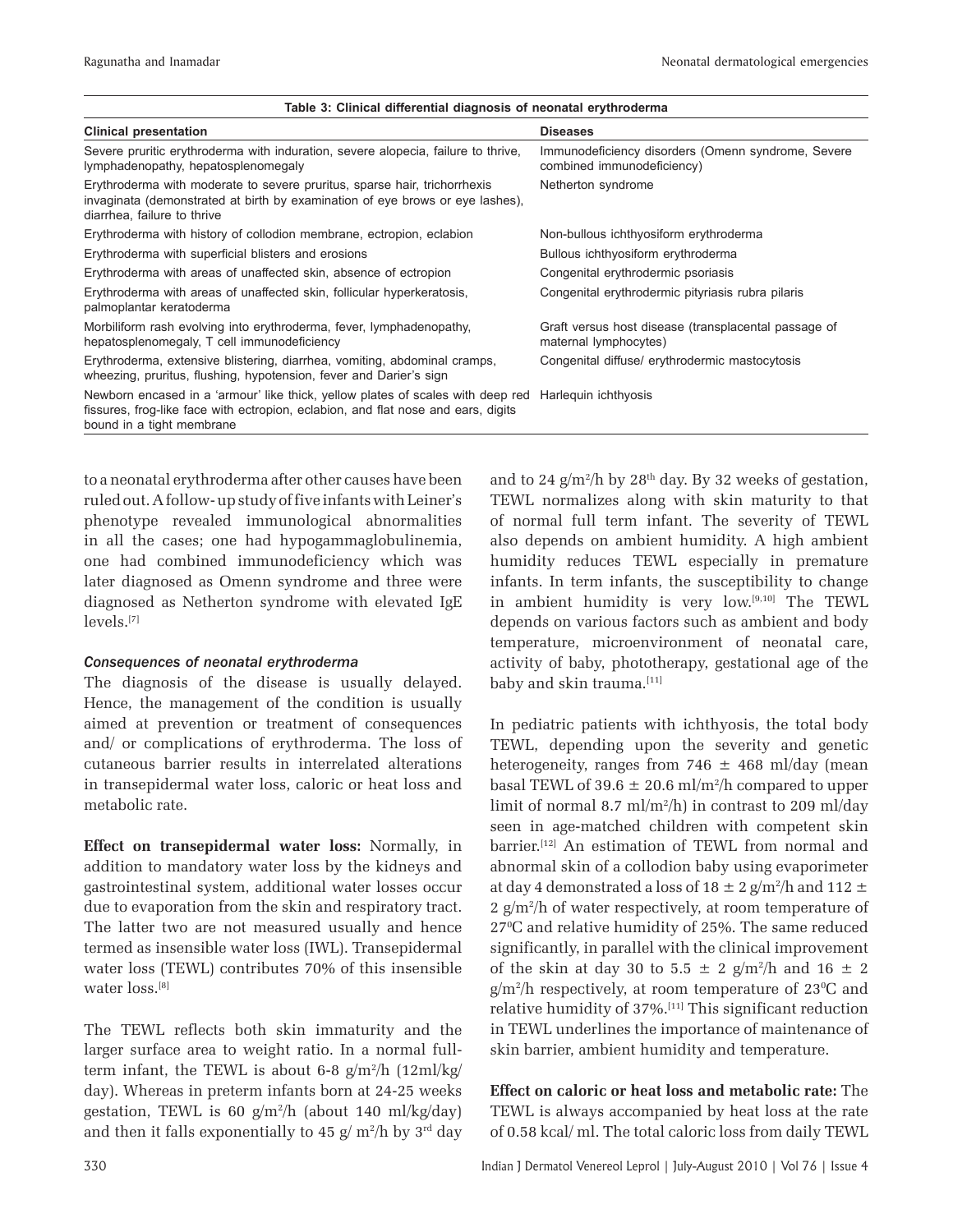**Table 3: Clinical differential diagnosis of neonatal erythroderma**

| Clinical presentation | Diseases |
|---|---|
| Severe pruritic erythroderma with induration, severe alopecia, failure to thrive, lymphadenopathy, hepatosplenomegaly | Immunodeficiency disorders (Omenn syndrome, Severe combined immunodeficiency) |
| Erythroderma with moderate to severe pruritus, sparse hair, trichorrhexis invaginata (demonstrated at birth by examination of eye brows or eye lashes), diarrhea, failure to thrive | Netherton syndrome |
| Erythroderma with history of collodion membrane, ectropion, eclabion | Non-bullous ichthyosiform erythroderma |
| Erythroderma with superficial blisters and erosions | Bullous ichthyosiform erythroderma |
| Erythroderma with areas of unaffected skin, absence of ectropion | Congenital erythrodermic psoriasis |
| Erythroderma with areas of unaffected skin, follicular hyperkeratosis, palmoplantar keratoderma | Congenital erythrodermic pityriasis rubra pilaris |
| Morbiliform rash evolving into erythroderma, fever, lymphadenopathy, hepatosplenomegaly, T cell immunodeficiency | Graft versus host disease (transplacental passage of maternal lymphocytes) |
| Erythroderma, extensive blistering, diarrhea, vomiting, abdominal cramps, wheezing, pruritus, flushing, hypotension, fever and Darier's sign | Congenital diffuse/ erythrodermic mastocytosis |
| Newborn encased in a 'armour' like thick, yellow plates of scales with deep red fissures, frog-like face with ectropion, eclabion, and flat nose and ears, digits bound in a tight membrane | Harlequin ichthyosis |

to a neonatal erythroderma after other causes have been ruled out. A follow- up study of five infants with Leiner's phenotype revealed immunological abnormalities in all the cases; one had hypogammaglobulinemia, one had combined immunodeficiency which was later diagnosed as Omenn syndrome and three were diagnosed as Netherton syndrome with elevated IgE levels.[7]

### *Consequences of neonatal erythroderma*

The diagnosis of the disease is usually delayed. Hence, the management of the condition is usually aimed at prevention or treatment of consequences and/ or complications of erythroderma. The loss of cutaneous barrier results in interrelated alterations in transepidermal water loss, caloric or heat loss and metabolic rate.

**Effect on transepidermal water loss:** Normally, in addition to mandatory water loss by the kidneys and gastrointestinal system, additional water losses occur due to evaporation from the skin and respiratory tract. The latter two are not measured usually and hence termed as insensible water loss (IWL). Transepidermal water loss (TEWL) contributes 70% of this insensible water loss.[8]

The TEWL reflects both skin immaturity and the larger surface area to weight ratio. In a normal full-term infant, the TEWL is about 6-8 $g/m^2/h$ (12ml/kg/day). Whereas in preterm infants born at 24-25 weeks gestation, TEWL is 60 $g/m^2/h$ (about 140 ml/kg/day) and then it falls exponentially to 45 $g/m^2/h$ by 3rd day and to 24 $g/m^2/h$ by 28th day. By 32 weeks of gestation, TEWL normalizes along with skin maturity to that of normal full term infant. The severity of TEWL also depends on ambient humidity. A high ambient humidity reduces TEWL especially in premature infants. In term infants, the susceptibility to change in ambient humidity is very low.[9,10] The TEWL depends on various factors such as ambient and body temperature, microenvironment of neonatal care, activity of baby, phototherapy, gestational age of the baby and skin trauma.[11]

In pediatric patients with ichthyosis, the total body TEWL, depending upon the severity and genetic heterogeneity, ranges from 746 ± 468 ml/day (mean basal TEWL of 39.6 ± 20.6 $ml/m^2/h$ compared to upper limit of normal 8.7 $ml/m^2/h$) in contrast to 209 ml/day seen in age-matched children with competent skin barrier.[12] An estimation of TEWL from normal and abnormal skin of a collodion baby using evaporimeter at day 4 demonstrated a loss of 18 ± 2 $g/m^2/h$ and 112 ± 2 $g/m^2/h$ of water respectively, at room temperature of 27°C and relative humidity of 25%. The same reduced significantly, in parallel with the clinical improvement of the skin at day 30 to 5.5 ± 2 $g/m^2/h$ and 16 ± 2 $g/m^2/h$ respectively, at room temperature of 23°C and relative humidity of 37%.[11] This significant reduction in TEWL underlines the importance of maintenance of skin barrier, ambient humidity and temperature.

**Effect on caloric or heat loss and metabolic rate:** The TEWL is always accompanied by heat loss at the rate of 0.58 kcal/ ml. The total caloric loss from daily TEWL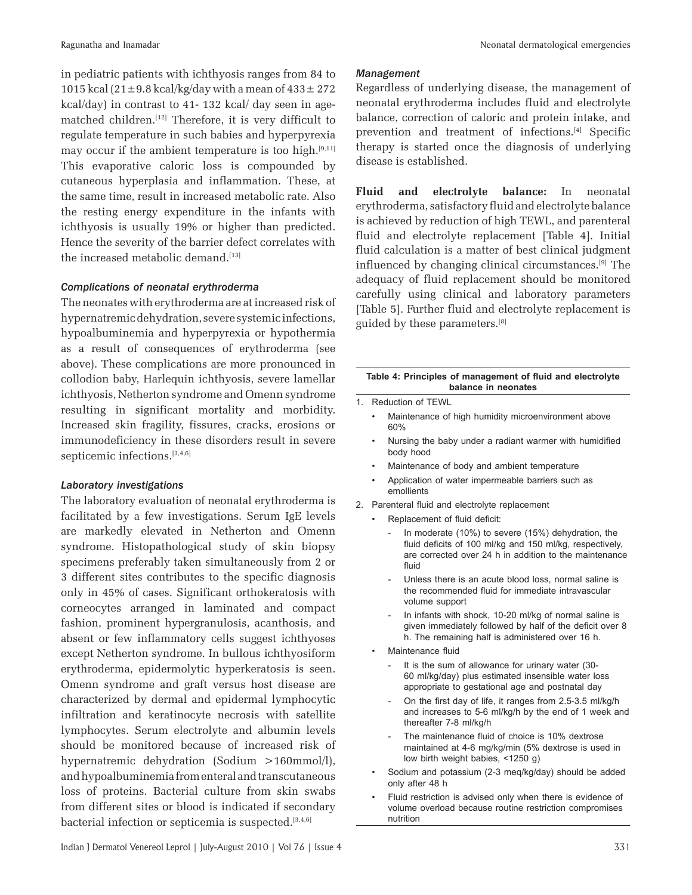in pediatric patients with ichthyosis ranges from 84 to 1015 kcal (21±9.8 kcal/kg/day with a mean of 433± 272 kcal/day) in contrast to 41- 132 kcal/ day seen in age-matched children.[12] Therefore, it is very difficult to regulate temperature in such babies and hyperpyrexia may occur if the ambient temperature is too high.[9,11] This evaporative caloric loss is compounded by cutaneous hyperplasia and inflammation. These, at the same time, result in increased metabolic rate. Also the resting energy expenditure in the infants with ichthyosis is usually 19% or higher than predicted. Hence the severity of the barrier defect correlates with the increased metabolic demand.[13]

### *Complications of neonatal erythroderma*

The neonates with erythroderma are at increased risk of hypernatremic dehydration, severe systemic infections, hypoalbuminemia and hyperpyrexia or hypothermia as a result of consequences of erythroderma (see above). These complications are more pronounced in collodion baby, Harlequin ichthyosis, severe lamellar ichthyosis, Netherton syndrome and Omenn syndrome resulting in significant mortality and morbidity. Increased skin fragility, fissures, cracks, erosions or immunodeficiency in these disorders result in severe septicemic infections.[3,4,6]

### *Laboratory investigations*

The laboratory evaluation of neonatal erythroderma is facilitated by a few investigations. Serum IgE levels are markedly elevated in Netherton and Omenn syndrome. Histopathological study of skin biopsy specimens preferably taken simultaneously from 2 or 3 different sites contributes to the specific diagnosis only in 45% of cases. Significant orthokeratosis with corneocytes arranged in laminated and compact fashion, prominent hypergranulosis, acanthosis, and absent or few inflammatory cells suggest ichthyoses except Netherton syndrome. In bullous ichthyosiform erythroderma, epidermolytic hyperkeratosis is seen. Omenn syndrome and graft versus host disease are characterized by dermal and epidermal lymphocytic infiltration and keratinocyte necrosis with satellite lymphocytes. Serum electrolyte and albumin levels should be monitored because of increased risk of hypernatremic dehydration (Sodium >160mmol/l), and hypoalbuminemia from enteral and transcutaneous loss of proteins. Bacterial culture from skin swabs from different sites or blood is indicated if secondary bacterial infection or septicemia is suspected.[3,4,6]

### *Management*

Regardless of underlying disease, the management of neonatal erythroderma includes fluid and electrolyte balance, correction of caloric and protein intake, and prevention and treatment of infections.[4] Specific therapy is started once the diagnosis of underlying disease is established.

**Fluid and electrolyte balance:** In neonatal erythroderma, satisfactory fluid and electrolyte balance is achieved by reduction of high TEWL, and parenteral fluid and electrolyte replacement [Table 4]. Initial fluid calculation is a matter of best clinical judgment influenced by changing clinical circumstances.[9] The adequacy of fluid replacement should be monitored carefully using clinical and laboratory parameters [Table 5]. Further fluid and electrolyte replacement is guided by these parameters.[8]

**Table 4: Principles of management of fluid and electrolyte balance in neonates**

1. Reduction of TEWL
   - Maintenance of high humidity microenvironment above 60%
   - Nursing the baby under a radiant warmer with humidified body hood
   - Maintenance of body and ambient temperature
   - Application of water impermeable barriers such as emollients
2. Parenteral fluid and electrolyte replacement
   - Replacement of fluid deficit:
     - In moderate (10%) to severe (15%) dehydration, the fluid deficits of 100 ml/kg and 150 ml/kg, respectively, are corrected over 24 h in addition to the maintenance fluid
     - Unless there is an acute blood loss, normal saline is the recommended fluid for immediate intravascular volume support
     - In infants with shock, 10-20 ml/kg of normal saline is given immediately followed by half of the deficit over 8 h. The remaining half is administered over 16 h.
   - Maintenance fluid
     - It is the sum of allowance for urinary water (30-60 ml/kg/day) plus estimated insensible water loss appropriate to gestational age and postnatal day
     - On the first day of life, it ranges from 2.5-3.5 ml/kg/h and increases to 5-6 ml/kg/h by the end of 1 week and thereafter 7-8 ml/kg/h
     - The maintenance fluid of choice is 10% dextrose maintained at 4-6 mg/kg/min (5% dextrose is used in low birth weight babies, <1250 g)
   - Sodium and potassium (2-3 meq/kg/day) should be added only after 48 h
   - Fluid restriction is advised only when there is evidence of volume overload because routine restriction compromises nutrition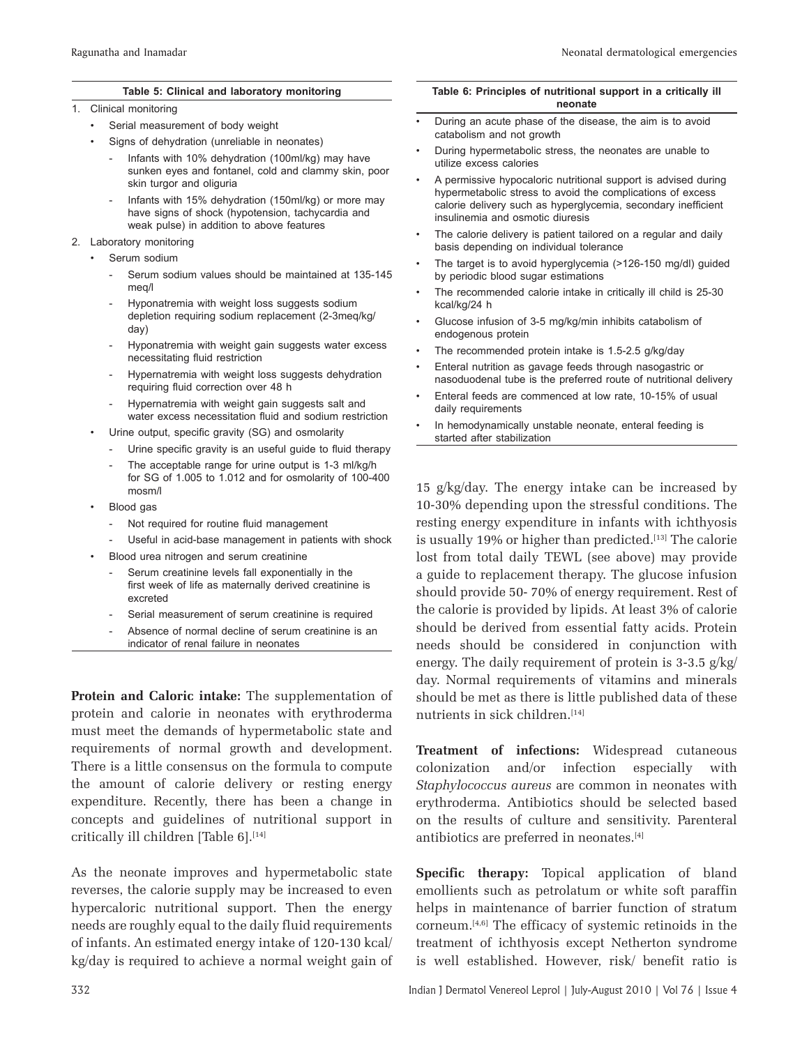**Table 5: Clinical and laboratory monitoring**

1. Clinical monitoring
   - Serial measurement of body weight
   - Signs of dehydration (unreliable in neonates)
     - Infants with 10% dehydration (100ml/kg) may have sunken eyes and fontanel, cold and clammy skin, poor skin turgor and oliguria
     - Infants with 15% dehydration (150ml/kg) or more may have signs of shock (hypotension, tachycardia and weak pulse) in addition to above features
2. Laboratory monitoring
   - Serum sodium
     - Serum sodium values should be maintained at 135-145 meq/l
     - Hyponatremia with weight loss suggests sodium depletion requiring sodium replacement (2-3meq/kg/day)
     - Hyponatremia with weight gain suggests water excess necessitating fluid restriction
     - Hypernatremia with weight loss suggests dehydration requiring fluid correction over 48 h
     - Hypernatremia with weight gain suggests salt and water excess necessitation fluid and sodium restriction
   - Urine output, specific gravity (SG) and osmolarity
     - Urine specific gravity is an useful guide to fluid therapy
     - The acceptable range for urine output is 1-3 ml/kg/h for SG of 1.005 to 1.012 and for osmolarity of 100-400 mosm/l
   - Blood gas
     - Not required for routine fluid management
     - Useful in acid-base management in patients with shock
   - Blood urea nitrogen and serum creatinine
     - Serum creatinine levels fall exponentially in the first week of life as maternally derived creatinine is excreted
     - Serial measurement of serum creatinine is required
     - Absence of normal decline of serum creatinine is an indicator of renal failure in neonates

**Protein and Caloric intake:** The supplementation of protein and calorie in neonates with erythroderma must meet the demands of hypermetabolic state and requirements of normal growth and development. There is a little consensus on the formula to compute the amount of calorie delivery or resting energy expenditure. Recently, there has been a change in concepts and guidelines of nutritional support in critically ill children [Table 6].[14]

**Table 6: Principles of nutritional support in a critically ill neonate**

- During an acute phase of the disease, the aim is to avoid catabolism and not growth
- During hypermetabolic stress, the neonates are unable to utilize excess calories
- A permissive hypocaloric nutritional support is advised during hypermetabolic stress to avoid the complications of excess calorie delivery such as hyperglycemia, secondary inefficient insulinemia and osmotic diuresis
- The calorie delivery is patient tailored on a regular and daily basis depending on individual tolerance
- The target is to avoid hyperglycemia (>126-150 mg/dl) guided by periodic blood sugar estimations
- The recommended calorie intake in critically ill child is 25-30 kcal/kg/24 h
- Glucose infusion of 3-5 mg/kg/min inhibits catabolism of endogenous protein
- The recommended protein intake is 1.5-2.5 g/kg/day
- Enteral nutrition as gavage feeds through nasogastric or nasoduodenal tube is the preferred route of nutritional delivery
- Enteral feeds are commenced at low rate, 10-15% of usual daily requirements
- In hemodynamically unstable neonate, enteral feeding is started after stabilization

As the neonate improves and hypermetabolic state reverses, the calorie supply may be increased to even hypercaloric nutritional support. Then the energy needs are roughly equal to the daily fluid requirements of infants. An estimated energy intake of 120-130 kcal/kg/day is required to achieve a normal weight gain of 15 g/kg/day. The energy intake can be increased by 10-30% depending upon the stressful conditions. The resting energy expenditure in infants with ichthyosis is usually 19% or higher than predicted.[13] The calorie lost from total daily TEWL (see above) may provide a guide to replacement therapy. The glucose infusion should provide 50- 70% of energy requirement. Rest of the calorie is provided by lipids. At least 3% of calorie should be derived from essential fatty acids. Protein needs should be considered in conjunction with energy. The daily requirement of protein is 3-3.5 g/kg/day. Normal requirements of vitamins and minerals should be met as there is little published data of these nutrients in sick children.[14]

**Treatment of infections:** Widespread cutaneous colonization and/or infection especially with *Staphylococcus aureus* are common in neonates with erythroderma. Antibiotics should be selected based on the results of culture and sensitivity. Parenteral antibiotics are preferred in neonates.[4]

**Specific therapy:** Topical application of bland emollients such as petrolatum or white soft paraffin helps in maintenance of barrier function of stratum corneum.[4,6] The efficacy of systemic retinoids in the treatment of ichthyosis except Netherton syndrome is well established. However, risk/ benefit ratio is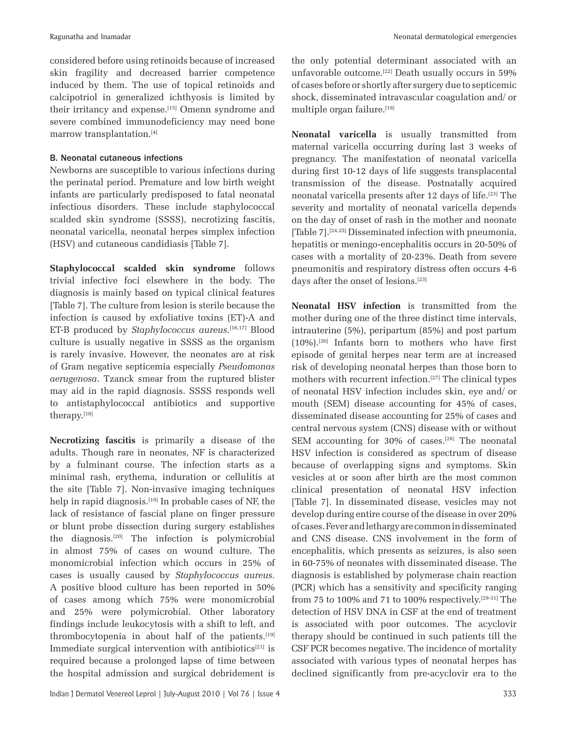considered before using retinoids because of increased skin fragility and decreased barrier competence induced by them. The use of topical retinoids and calcipotriol in generalized ichthyosis is limited by their irritancy and expense.[15] Omenn syndrome and severe combined immunodeficiency may need bone marrow transplantation.[4]

### B. Neonatal cutaneous infections

Newborns are susceptible to various infections during the perinatal period. Premature and low birth weight infants are particularly predisposed to fatal neonatal infectious disorders. These include staphylococcal scalded skin syndrome (SSSS), necrotizing fascitis, neonatal varicella, neonatal herpes simplex infection (HSV) and cutaneous candidiasis [Table 7].

**Staphylococcal scalded skin syndrome** follows trivial infective foci elsewhere in the body. The diagnosis is mainly based on typical clinical features [Table 7]. The culture from lesion is sterile because the infection is caused by exfoliative toxins (ET)-A and ET-B produced by *Staphylococcus aureus*.[16,17] Blood culture is usually negative in SSSS as the organism is rarely invasive. However, the neonates are at risk of Gram negative septicemia especially *Pseudomonas aerugenosa*. Tzanck smear from the ruptured blister may aid in the rapid diagnosis. SSSS responds well to antistaphylococcal antibiotics and supportive therapy.[18]

**Necrotizing fascitis** is primarily a disease of the adults. Though rare in neonates, NF is characterized by a fulminant course. The infection starts as a minimal rash, erythema, induration or cellulitis at the site [Table 7]. Non-invasive imaging techniques help in rapid diagnosis.[19] In probable cases of NF, the lack of resistance of fascial plane on finger pressure or blunt probe dissection during surgery establishes the diagnosis.[20] The infection is polymicrobial in almost 75% of cases on wound culture. The monomicrobial infection which occurs in 25% of cases is usually caused by *Staphylococcus aureus*. A positive blood culture has been reported in 50% of cases among which 75% were monomicrobial and 25% were polymicrobial. Other laboratory findings include leukocytosis with a shift to left, and thrombocytopenia in about half of the patients.[19] Immediate surgical intervention with antibiotics[21] is required because a prolonged lapse of time between the hospital admission and surgical debridement is the only potential determinant associated with an unfavorable outcome.[22] Death usually occurs in 59% of cases before or shortly after surgery due to septicemic shock, disseminated intravascular coagulation and/ or multiple organ failure.[19]

**Neonatal varicella** is usually transmitted from maternal varicella occurring during last 3 weeks of pregnancy. The manifestation of neonatal varicella during first 10-12 days of life suggests transplacental transmission of the disease. Postnatally acquired neonatal varicella presents after 12 days of life.[23] The severity and mortality of neonatal varicella depends on the day of onset of rash in the mother and neonate [Table 7].[24,25] Disseminated infection with pneumonia, hepatitis or meningo-encephalitis occurs in 20-50% of cases with a mortality of 20-23%. Death from severe pneumonitis and respiratory distress often occurs 4-6 days after the onset of lesions.[23]

**Neonatal HSV infection** is transmitted from the mother during one of the three distinct time intervals, intrauterine (5%), peripartum (85%) and post partum (10%).[26] Infants born to mothers who have first episode of genital herpes near term are at increased risk of developing neonatal herpes than those born to mothers with recurrent infection.[27] The clinical types of neonatal HSV infection includes skin, eye and/ or mouth (SEM) disease accounting for 45% of cases, disseminated disease accounting for 25% of cases and central nervous system (CNS) disease with or without SEM accounting for 30% of cases.[28] The neonatal HSV infection is considered as spectrum of disease because of overlapping signs and symptoms. Skin vesicles at or soon after birth are the most common clinical presentation of neonatal HSV infection [Table 7]. In disseminated disease, vesicles may not develop during entire course of the disease in over 20% of cases. Fever and lethargy are common in disseminated and CNS disease. CNS involvement in the form of encephalitis, which presents as seizures, is also seen in 60-75% of neonates with disseminated disease. The diagnosis is established by polymerase chain reaction (PCR) which has a sensitivity and specificity ranging from 75 to 100% and 71 to 100% respectively.[29-31] The detection of HSV DNA in CSF at the end of treatment is associated with poor outcomes. The acyclovir therapy should be continued in such patients till the CSF PCR becomes negative. The incidence of mortality associated with various types of neonatal herpes has declined significantly from pre-acyclovir era to the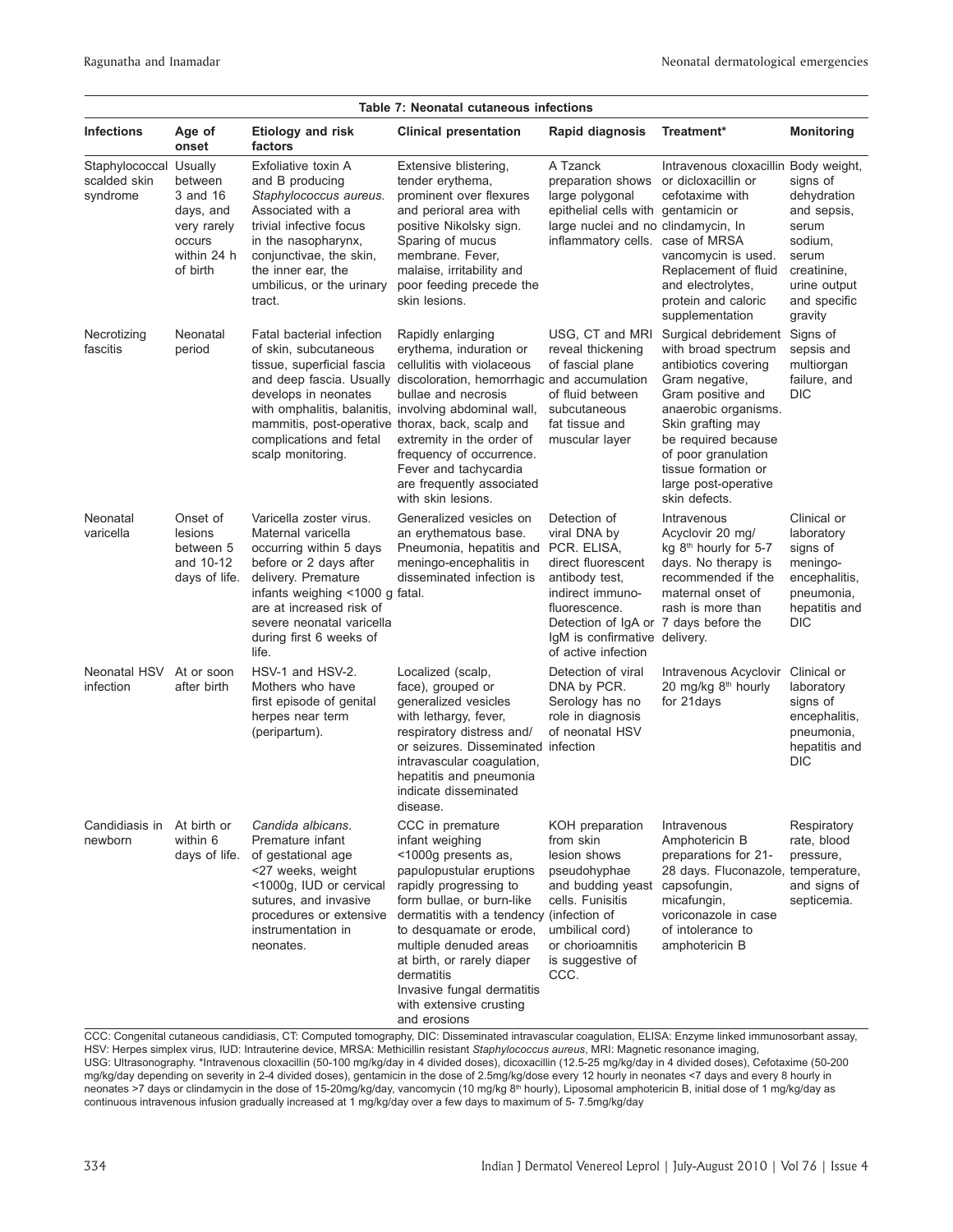**Table 7: Neonatal cutaneous infections**

| Infections | Age of onset | Etiology and risk factors | Clinical presentation | Rapid diagnosis | Treatment* | Monitoring |
|---|---|---|---|---|---|---|
| Staphylococcal scalded skin syndrome | Usually between 3 and 16 days, and very rarely occurs within 24 h of birth | Exfoliative toxin A and B producing *Staphylococcus aureus*. Associated with a trivial infective focus in the nasopharynx, conjunctivae, the skin, the inner ear, the umbilicus, or the urinary tract. | Extensive blistering, tender erythema, prominent over flexures and perioral area with positive Nikolsky sign. Sparing of mucus membrane. Fever, malaise, irritability and poor feeding precede the skin lesions. | A Tzanck preparation shows large polygonal epithelial cells with large nuclei and no inflammatory cells. | Intravenous cloxacillin or dicloxacillin or cefotaxime with gentamicin or clindamycin, In case of MRSA vancomycin is used. Replacement of fluid and electrolytes, protein and caloric supplementation | Body weight, signs of dehydration and sepsis, serum sodium, serum creatinine, urine output and specific gravity |
| Necrotizing fascitis | Neonatal period | Fatal bacterial infection of skin, subcutaneous tissue, superficial fascia and deep fascia. Usually develops in neonates with omphalitis, balanitis, mammitis, post-operative complications and fetal scalp monitoring. | Rapidly enlarging erythema, induration or cellulitis with violaceous discoloration, hemorrhagic bullae and necrosis involving abdominal wall, thorax, back, scalp and extremity in the order of frequency of occurrence. Fever and tachycardia are frequently associated with skin lesions. | USG, CT and MRI reveal thickening of fascial plane and accumulation of fluid between subcutaneous fat tissue and muscular layer | Surgical debridement with broad spectrum antibiotics covering Gram negative, Gram positive and anaerobic organisms. Skin grafting may be required because of poor granulation tissue formation or large post-operative skin defects. | Signs of sepsis and multiorgan failure, and DIC |
| Neonatal varicella | Onset of lesions between 5 and 10-12 days of life. | Varicella zoster virus. Maternal varicella occurring within 5 days before or 2 days after delivery. Premature infants weighing <1000 g are at increased risk of severe neonatal varicella during first 6 weeks of life. | Generalized vesicles on an erythematous base. Pneumonia, hepatitis and meningo-encephalitis in disseminated infection is fatal. | Detection of viral DNA by PCR. ELISA, direct fluorescent antibody test, indirect immuno-fluorescence. Detection of IgA or IgM is confirmative of active infection | Intravenous Acyclovir 20 mg/kg 8th hourly for 5-7 days. No therapy is recommended if the maternal onset of rash is more than 7 days before the delivery. | Clinical or laboratory signs of meningo-encephalitis, pneumonia, hepatitis and DIC |
| Neonatal HSV infection | At or soon after birth | HSV-1 and HSV-2. Mothers who have first episode of genital herpes near term (peripartum). | Localized (scalp, face), grouped or generalized vesicles with lethargy, fever, respiratory distress and/or seizures. Disseminated intravascular coagulation, hepatitis and pneumonia indicate disseminated disease. | Detection of viral DNA by PCR. Serology has no role in diagnosis of neonatal HSV infection | Intravenous Acyclovir 20 mg/kg 8th hourly for 21days | Clinical or laboratory signs of encephalitis, pneumonia, hepatitis and DIC |
| Candidiasis in newborn | At birth or within 6 days of life. | *Candida albicans*. Premature infant of gestational age <27 weeks, weight <1000g, IUD or cervical sutures, and invasive procedures or extensive instrumentation in neonates. | CCC in premature infant weighing <1000g presents as, papulopustular eruptions rapidly progressing to form bullae, or burn-like dermatitis with a tendency to desquamate or erode, multiple denuded areas at birth, or rarely diaper dermatitis<br>Invasive fungal dermatitis with extensive crusting and erosions | KOH preparation from skin lesion shows pseudohyphae and budding yeast cells. Funisitis (infection of umbilical cord) or chorioamnitis is suggestive of CCC. | Intravenous Amphotericin B preparations for 21-28 days. Fluconazole, capsofungin, micafungin, voriconazole in case of intolerance to amphotericin B | Respiratory rate, blood pressure, temperature, and signs of septicemia. |

CCC: Congenital cutaneous candidiasis, CT: Computed tomography, DIC: Disseminated intravascular coagulation, ELISA: Enzyme linked immunosorbant assay, HSV: Herpes simplex virus, IUD: Intrauterine device, MRSA: Methicillin resistant *Staphylococcus aureus*, MRI: Magnetic resonance imaging, USG: Ultrasonography. *Intravenous cloxacillin (50-100 mg/kg/day in 4 divided doses), dicoxacillin (12.5-25 mg/kg/day in 4 divided doses), Cefotaxime (50-200 mg/kg/day depending on severity in 2-4 divided doses), gentamicin in the dose of 2.5mg/kg/dose every 12 hourly in neonates <7 days and every 8 hourly in neonates >7 days or clindamycin in the dose of 15-20mg/kg/day, vancomycin (10 mg/kg 8th hourly), Liposomal amphotericin B, initial dose of 1 mg/kg/day as continuous intravenous infusion gradually increased at 1 mg/kg/day over a few days to maximum of 5- 7.5mg/kg/day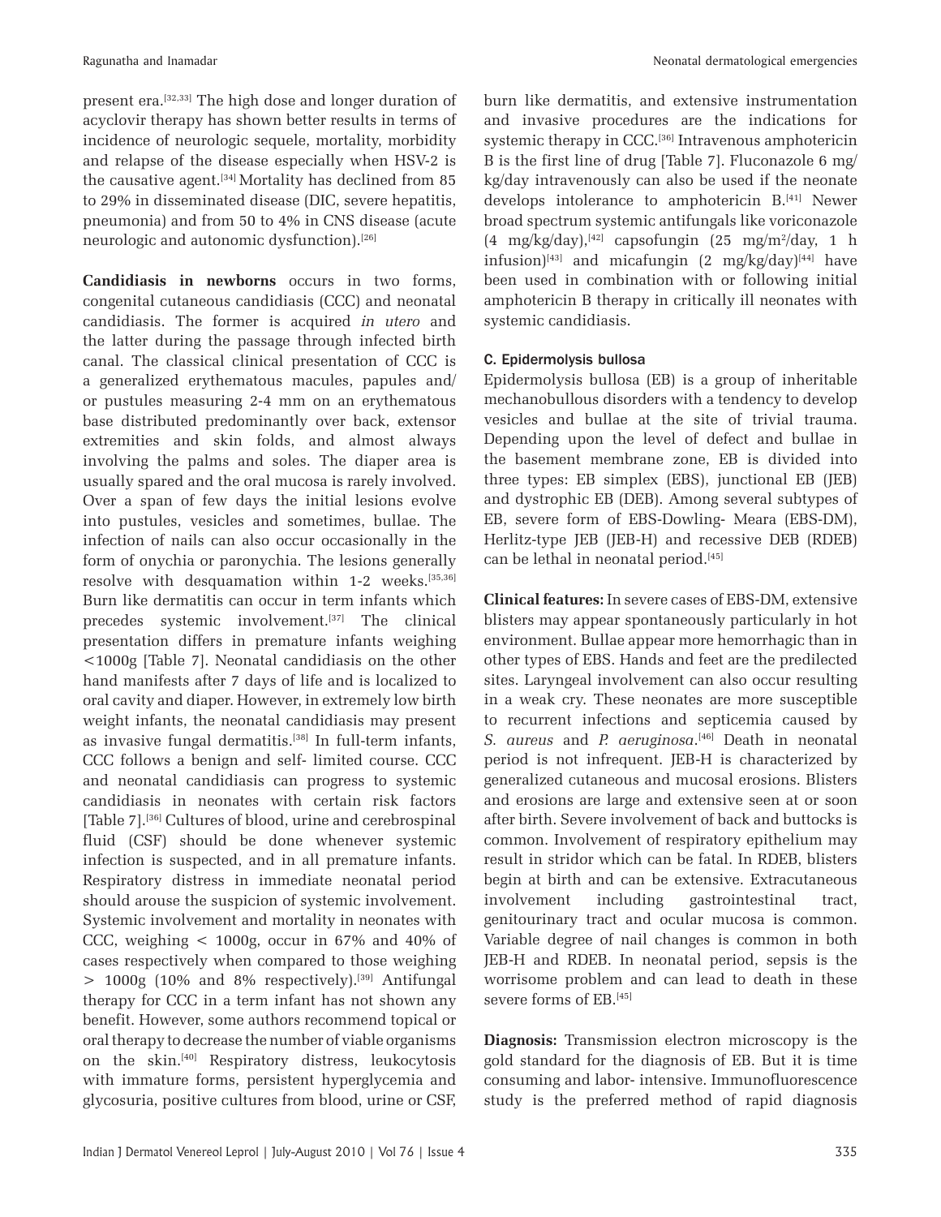present era.[32,33] The high dose and longer duration of acyclovir therapy has shown better results in terms of incidence of neurologic sequele, mortality, morbidity and relapse of the disease especially when HSV-2 is the causative agent.[34] Mortality has declined from 85 to 29% in disseminated disease (DIC, severe hepatitis, pneumonia) and from 50 to 4% in CNS disease (acute neurologic and autonomic dysfunction).[26]

**Candidiasis in newborns** occurs in two forms, congenital cutaneous candidiasis (CCC) and neonatal candidiasis. The former is acquired *in utero* and the latter during the passage through infected birth canal. The classical clinical presentation of CCC is a generalized erythematous macules, papules and/or pustules measuring 2-4 mm on an erythematous base distributed predominantly over back, extensor extremities and skin folds, and almost always involving the palms and soles. The diaper area is usually spared and the oral mucosa is rarely involved. Over a span of few days the initial lesions evolve into pustules, vesicles and sometimes, bullae. The infection of nails can also occur occasionally in the form of onychia or paronychia. The lesions generally resolve with desquamation within 1-2 weeks.[35,36] Burn like dermatitis can occur in term infants which precedes systemic involvement.[37] The clinical presentation differs in premature infants weighing <1000g [Table 7]. Neonatal candidiasis on the other hand manifests after 7 days of life and is localized to oral cavity and diaper. However, in extremely low birth weight infants, the neonatal candidiasis may present as invasive fungal dermatitis.[38] In full-term infants, CCC follows a benign and self- limited course. CCC and neonatal candidiasis can progress to systemic candidiasis in neonates with certain risk factors [Table 7].[36] Cultures of blood, urine and cerebrospinal fluid (CSF) should be done whenever systemic infection is suspected, and in all premature infants. Respiratory distress in immediate neonatal period should arouse the suspicion of systemic involvement. Systemic involvement and mortality in neonates with CCC, weighing < 1000g, occur in 67% and 40% of cases respectively when compared to those weighing > 1000g (10% and 8% respectively).[39] Antifungal therapy for CCC in a term infant has not shown any benefit. However, some authors recommend topical or oral therapy to decrease the number of viable organisms on the skin.[40] Respiratory distress, leukocytosis with immature forms, persistent hyperglycemia and glycosuria, positive cultures from blood, urine or CSF, burn like dermatitis, and extensive instrumentation and invasive procedures are the indications for systemic therapy in CCC.[36] Intravenous amphotericin B is the first line of drug [Table 7]. Fluconazole 6 mg/kg/day intravenously can also be used if the neonate develops intolerance to amphotericin B.[41] Newer broad spectrum systemic antifungals like voriconazole (4 mg/kg/day),[42] capsofungin (25 mg/m$^2$/day, 1 h infusion)[43] and micafungin (2 mg/kg/day)[44] have been used in combination with or following initial amphotericin B therapy in critically ill neonates with systemic candidiasis.

### C. Epidermolysis bullosa

Epidermolysis bullosa (EB) is a group of inheritable mechanobullous disorders with a tendency to develop vesicles and bullae at the site of trivial trauma. Depending upon the level of defect and bullae in the basement membrane zone, EB is divided into three types: EB simplex (EBS), junctional EB (JEB) and dystrophic EB (DEB). Among several subtypes of EB, severe form of EBS-Dowling- Meara (EBS-DM), Herlitz-type JEB (JEB-H) and recessive DEB (RDEB) can be lethal in neonatal period.[45]

**Clinical features:** In severe cases of EBS-DM, extensive blisters may appear spontaneously particularly in hot environment. Bullae appear more hemorrhagic than in other types of EBS. Hands and feet are the predilected sites. Laryngeal involvement can also occur resulting in a weak cry. These neonates are more susceptible to recurrent infections and septicemia caused by *S. aureus* and *P. aeruginosa*.[46] Death in neonatal period is not infrequent. JEB-H is characterized by generalized cutaneous and mucosal erosions. Blisters and erosions are large and extensive seen at or soon after birth. Severe involvement of back and buttocks is common. Involvement of respiratory epithelium may result in stridor which can be fatal. In RDEB, blisters begin at birth and can be extensive. Extracutaneous involvement including gastrointestinal tract, genitourinary tract and ocular mucosa is common. Variable degree of nail changes is common in both JEB-H and RDEB. In neonatal period, sepsis is the worrisome problem and can lead to death in these severe forms of EB.[45]

**Diagnosis:** Transmission electron microscopy is the gold standard for the diagnosis of EB. But it is time consuming and labor- intensive. Immunofluorescence study is the preferred method of rapid diagnosis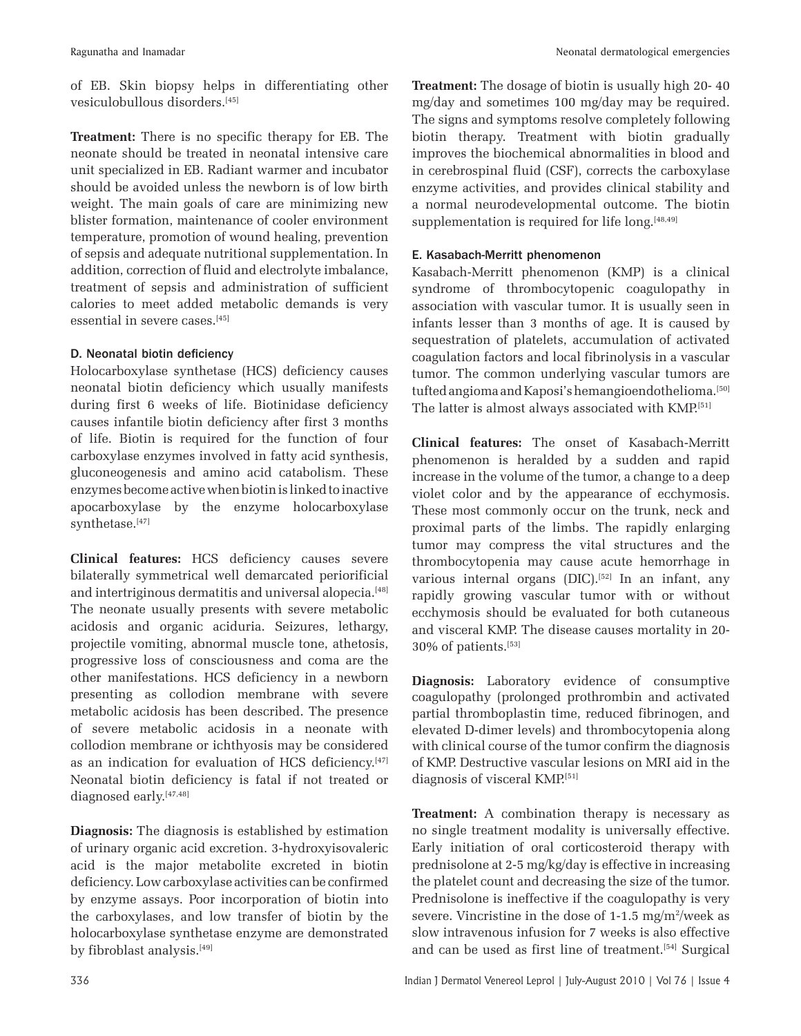of EB. Skin biopsy helps in differentiating other vesiculobullous disorders.[45]

**Treatment:** There is no specific therapy for EB. The neonate should be treated in neonatal intensive care unit specialized in EB. Radiant warmer and incubator should be avoided unless the newborn is of low birth weight. The main goals of care are minimizing new blister formation, maintenance of cooler environment temperature, promotion of wound healing, prevention of sepsis and adequate nutritional supplementation. In addition, correction of fluid and electrolyte imbalance, treatment of sepsis and administration of sufficient calories to meet added metabolic demands is very essential in severe cases.[45]

### D. Neonatal biotin deficiency

Holocarboxylase synthetase (HCS) deficiency causes neonatal biotin deficiency which usually manifests during first 6 weeks of life. Biotinidase deficiency causes infantile biotin deficiency after first 3 months of life. Biotin is required for the function of four carboxylase enzymes involved in fatty acid synthesis, gluconeogenesis and amino acid catabolism. These enzymes become active when biotin is linked to inactive apocarboxylase by the enzyme holocarboxylase synthetase.[47]

**Clinical features:** HCS deficiency causes severe bilaterally symmetrical well demarcated periorificial and intertriginous dermatitis and universal alopecia.[48] The neonate usually presents with severe metabolic acidosis and organic aciduria. Seizures, lethargy, projectile vomiting, abnormal muscle tone, athetosis, progressive loss of consciousness and coma are the other manifestations. HCS deficiency in a newborn presenting as collodion membrane with severe metabolic acidosis has been described. The presence of severe metabolic acidosis in a neonate with collodion membrane or ichthyosis may be considered as an indication for evaluation of HCS deficiency.[47] Neonatal biotin deficiency is fatal if not treated or diagnosed early.[47,48]

**Diagnosis:** The diagnosis is established by estimation of urinary organic acid excretion. 3-hydroxyisovaleric acid is the major metabolite excreted in biotin deficiency. Low carboxylase activities can be confirmed by enzyme assays. Poor incorporation of biotin into the carboxylases, and low transfer of biotin by the holocarboxylase synthetase enzyme are demonstrated by fibroblast analysis.[49]

**Treatment:** The dosage of biotin is usually high 20- 40 mg/day and sometimes 100 mg/day may be required. The signs and symptoms resolve completely following biotin therapy. Treatment with biotin gradually improves the biochemical abnormalities in blood and in cerebrospinal fluid (CSF), corrects the carboxylase enzyme activities, and provides clinical stability and a normal neurodevelopmental outcome. The biotin supplementation is required for life long.[48,49]

### E. Kasabach-Merritt phenomenon

Kasabach-Merritt phenomenon (KMP) is a clinical syndrome of thrombocytopenic coagulopathy in association with vascular tumor. It is usually seen in infants lesser than 3 months of age. It is caused by sequestration of platelets, accumulation of activated coagulation factors and local fibrinolysis in a vascular tumor. The common underlying vascular tumors are tufted angioma and Kaposi's hemangioendothelioma.[50] The latter is almost always associated with KMP.[51]

**Clinical features:** The onset of Kasabach-Merritt phenomenon is heralded by a sudden and rapid increase in the volume of the tumor, a change to a deep violet color and by the appearance of ecchymosis. These most commonly occur on the trunk, neck and proximal parts of the limbs. The rapidly enlarging tumor may compress the vital structures and the thrombocytopenia may cause acute hemorrhage in various internal organs (DIC).[52] In an infant, any rapidly growing vascular tumor with or without ecchymosis should be evaluated for both cutaneous and visceral KMP. The disease causes mortality in 20-30% of patients.[53]

**Diagnosis:** Laboratory evidence of consumptive coagulopathy (prolonged prothrombin and activated partial thromboplastin time, reduced fibrinogen, and elevated D-dimer levels) and thrombocytopenia along with clinical course of the tumor confirm the diagnosis of KMP. Destructive vascular lesions on MRI aid in the diagnosis of visceral KMP.[51]

**Treatment:** A combination therapy is necessary as no single treatment modality is universally effective. Early initiation of oral corticosteroid therapy with prednisolone at 2-5 mg/kg/day is effective in increasing the platelet count and decreasing the size of the tumor. Prednisolone is ineffective if the coagulopathy is very severe. Vincristine in the dose of 1-1.5 mg/m$^2$/week as slow intravenous infusion for 7 weeks is also effective and can be used as first line of treatment.[54] Surgical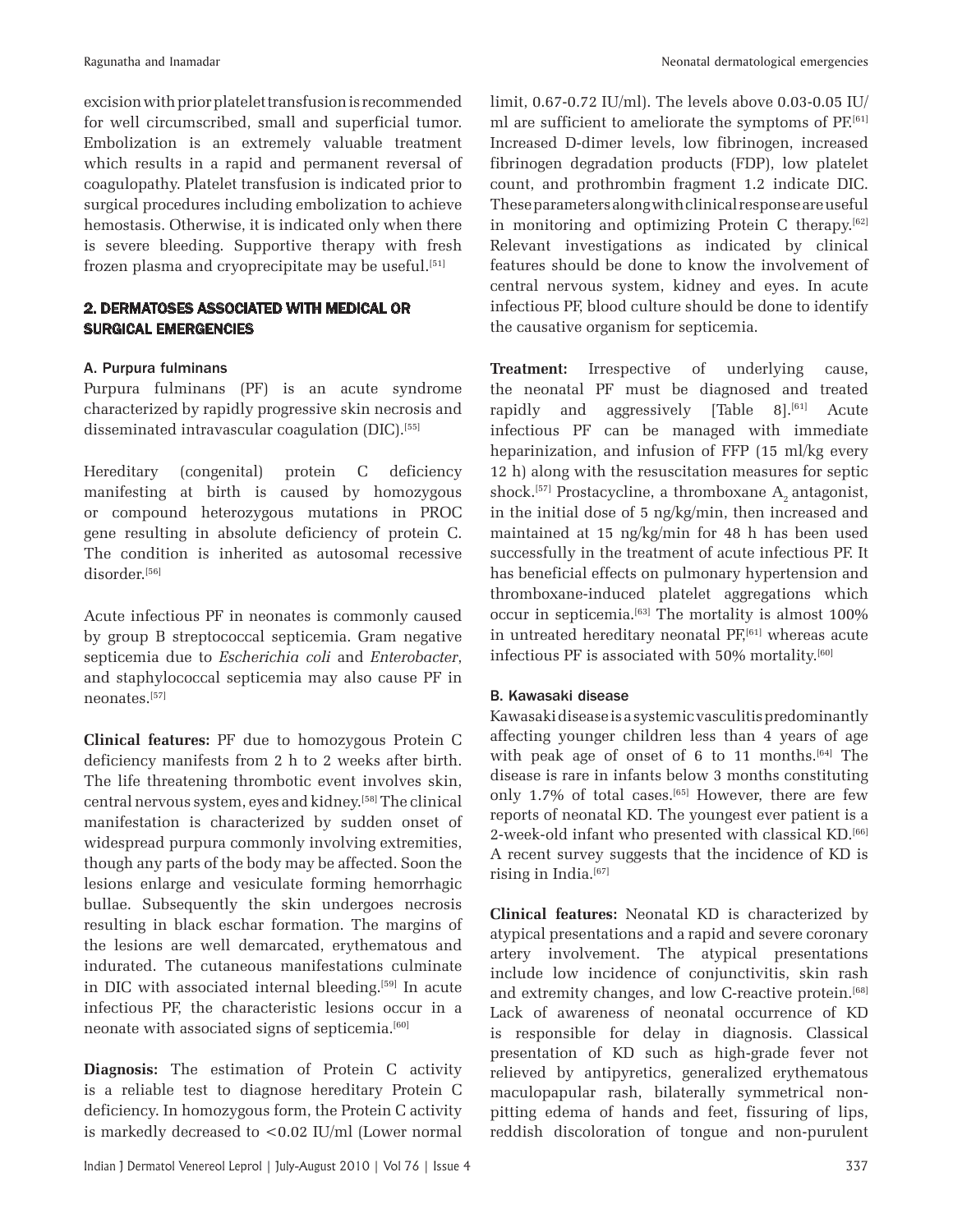excision with prior platelet transfusion is recommended for well circumscribed, small and superficial tumor. Embolization is an extremely valuable treatment which results in a rapid and permanent reversal of coagulopathy. Platelet transfusion is indicated prior to surgical procedures including embolization to achieve hemostasis. Otherwise, it is indicated only when there is severe bleeding. Supportive therapy with fresh frozen plasma and cryoprecipitate may be useful.[51]

## 2. DERMATOSES ASSOCIATED WITH MEDICAL OR SURGICAL EMERGENCIES

### A. Purpura fulminans

Purpura fulminans (PF) is an acute syndrome characterized by rapidly progressive skin necrosis and disseminated intravascular coagulation (DIC).[55]

Hereditary (congenital) protein C deficiency manifesting at birth is caused by homozygous or compound heterozygous mutations in PROC gene resulting in absolute deficiency of protein C. The condition is inherited as autosomal recessive disorder.[56]

Acute infectious PF in neonates is commonly caused by group B streptococcal septicemia. Gram negative septicemia due to *Escherichia coli* and *Enterobacter*, and staphylococcal septicemia may also cause PF in neonates.[57]

**Clinical features:** PF due to homozygous Protein C deficiency manifests from 2 h to 2 weeks after birth. The life threatening thrombotic event involves skin, central nervous system, eyes and kidney.[58] The clinical manifestation is characterized by sudden onset of widespread purpura commonly involving extremities, though any parts of the body may be affected. Soon the lesions enlarge and vesiculate forming hemorrhagic bullae. Subsequently the skin undergoes necrosis resulting in black eschar formation. The margins of the lesions are well demarcated, erythematous and indurated. The cutaneous manifestations culminate in DIC with associated internal bleeding.[59] In acute infectious PF, the characteristic lesions occur in a neonate with associated signs of septicemia.[60]

**Diagnosis:** The estimation of Protein C activity is a reliable test to diagnose hereditary Protein C deficiency. In homozygous form, the Protein C activity is markedly decreased to <0.02 IU/ml (Lower normal limit, 0.67-0.72 IU/ml). The levels above 0.03-0.05 IU/ml are sufficient to ameliorate the symptoms of PF.[61] Increased D-dimer levels, low fibrinogen, increased fibrinogen degradation products (FDP), low platelet count, and prothrombin fragment 1.2 indicate DIC. These parameters along with clinical response are useful in monitoring and optimizing Protein C therapy.[62] Relevant investigations as indicated by clinical features should be done to know the involvement of central nervous system, kidney and eyes. In acute infectious PF, blood culture should be done to identify the causative organism for septicemia.

**Treatment:** Irrespective of underlying cause, the neonatal PF must be diagnosed and treated rapidly and aggressively [Table 8].[61] Acute infectious PF can be managed with immediate heparinization, and infusion of FFP (15 ml/kg every 12 h) along with the resuscitation measures for septic shock.[57] Prostacycline, a thromboxane $A_2$ antagonist, in the initial dose of 5 ng/kg/min, then increased and maintained at 15 ng/kg/min for 48 h has been used successfully in the treatment of acute infectious PF. It has beneficial effects on pulmonary hypertension and thromboxane-induced platelet aggregations which occur in septicemia.[63] The mortality is almost 100% in untreated hereditary neonatal PF,[61] whereas acute infectious PF is associated with 50% mortality.[60]

### B. Kawasaki disease

Kawasaki disease is a systemic vasculitis predominantly affecting younger children less than 4 years of age with peak age of onset of 6 to 11 months.[64] The disease is rare in infants below 3 months constituting only 1.7% of total cases.[65] However, there are few reports of neonatal KD. The youngest ever patient is a 2-week-old infant who presented with classical KD.[66] A recent survey suggests that the incidence of KD is rising in India.[67]

**Clinical features:** Neonatal KD is characterized by atypical presentations and a rapid and severe coronary artery involvement. The atypical presentations include low incidence of conjunctivitis, skin rash and extremity changes, and low C-reactive protein.[68] Lack of awareness of neonatal occurrence of KD is responsible for delay in diagnosis. Classical presentation of KD such as high-grade fever not relieved by antipyretics, generalized erythematous maculopapular rash, bilaterally symmetrical non-pitting edema of hands and feet, fissuring of lips, reddish discoloration of tongue and non-purulent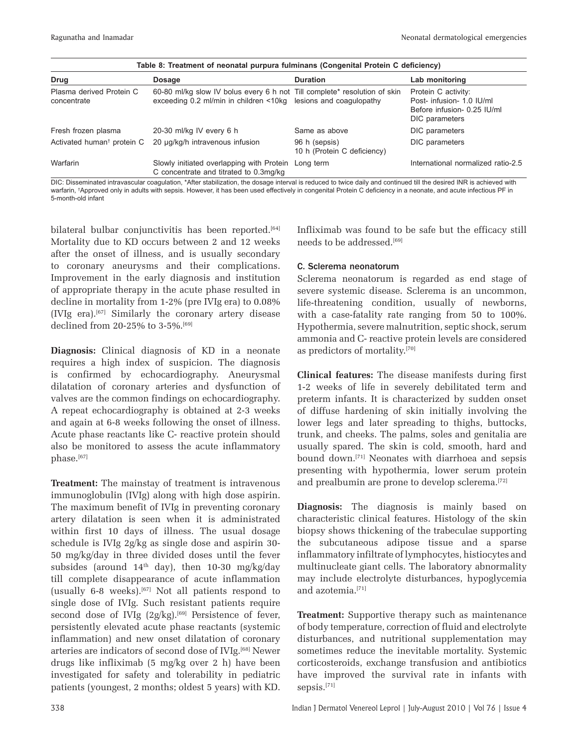**Table 8: Treatment of neonatal purpura fulminans (Congenital Protein C deficiency)**

| Drug | Dosage | Duration | Lab monitoring |
|---|---|---|---|
| Plasma derived Protein C concentrate | 60-80 ml/kg slow IV bolus every 6 h not exceeding 0.2 ml/min in children <10kg | Till complete* resolution of skin lesions and coagulopathy | Protein C activity: Post- infusion- 1.0 IU/ml Before infusion- 0.25 IU/ml DIC parameters |
| Fresh frozen plasma | 20-30 ml/kg IV every 6 h | Same as above | DIC parameters |
| Activated human† protein C | 20 μg/kg/h intravenous infusion | 96 h (sepsis) 10 h (Protein C deficiency) | DIC parameters |
| Warfarin | Slowly initiated overlapping with Protein C concentrate and titrated to 0.3mg/kg | Long term | International normalized ratio-2.5 |

DIC: Disseminated intravascular coagulation, *After stabilization, the dosage interval is reduced to twice daily and continued till the desired INR is achieved with warfarin, †Approved only in adults with sepsis. However, it has been used effectively in congenital Protein C deficiency in a neonate, and acute infectious PF in 5-month-old infant

bilateral bulbar conjunctivitis has been reported.[64] Mortality due to KD occurs between 2 and 12 weeks after the onset of illness, and is usually secondary to coronary aneurysms and their complications. Improvement in the early diagnosis and institution of appropriate therapy in the acute phase resulted in decline in mortality from 1-2% (pre IVIg era) to 0.08% (IVIg era).[67] Similarly the coronary artery disease declined from 20-25% to 3-5%.[69]

**Diagnosis:** Clinical diagnosis of KD in a neonate requires a high index of suspicion. The diagnosis is confirmed by echocardiography. Aneurysmal dilatation of coronary arteries and dysfunction of valves are the common findings on echocardiography. A repeat echocardiography is obtained at 2-3 weeks and again at 6-8 weeks following the onset of illness. Acute phase reactants like C- reactive protein should also be monitored to assess the acute inflammatory phase.[67]

**Treatment:** The mainstay of treatment is intravenous immunoglobulin (IVIg) along with high dose aspirin. The maximum benefit of IVIg in preventing coronary artery dilatation is seen when it is administrated within first 10 days of illness. The usual dosage schedule is IVIg 2g/kg as single dose and aspirin 30-50 mg/kg/day in three divided doses until the fever subsides (around 14th day), then 10-30 mg/kg/day till complete disappearance of acute inflammation (usually 6-8 weeks).[67] Not all patients respond to single dose of IVIg. Such resistant patients require second dose of IVIg (2g/kg).[69] Persistence of fever, persistently elevated acute phase reactants (systemic inflammation) and new onset dilatation of coronary arteries are indicators of second dose of IVIg.[68] Newer drugs like infliximab (5 mg/kg over 2 h) have been investigated for safety and tolerability in pediatric patients (youngest, 2 months; oldest 5 years) with KD. Infliximab was found to be safe but the efficacy still needs to be addressed.[69]

### C. Sclerema neonatorum

Sclerema neonatorum is regarded as end stage of severe systemic disease. Sclerema is an uncommon, life-threatening condition, usually of newborns, with a case-fatality rate ranging from 50 to 100%. Hypothermia, severe malnutrition, septic shock, serum ammonia and C- reactive protein levels are considered as predictors of mortality.[70]

**Clinical features:** The disease manifests during first 1-2 weeks of life in severely debilitated term and preterm infants. It is characterized by sudden onset of diffuse hardening of skin initially involving the lower legs and later spreading to thighs, buttocks, trunk, and cheeks. The palms, soles and genitalia are usually spared. The skin is cold, smooth, hard and bound down.[71] Neonates with diarrhoea and sepsis presenting with hypothermia, lower serum protein and prealbumin are prone to develop sclerema.[72]

**Diagnosis:** The diagnosis is mainly based on characteristic clinical features. Histology of the skin biopsy shows thickening of the trabeculae supporting the subcutaneous adipose tissue and a sparse inflammatory infiltrate of lymphocytes, histiocytes and multinucleate giant cells. The laboratory abnormality may include electrolyte disturbances, hypoglycemia and azotemia.[71]

**Treatment:** Supportive therapy such as maintenance of body temperature, correction of fluid and electrolyte disturbances, and nutritional supplementation may sometimes reduce the inevitable mortality. Systemic corticosteroids, exchange transfusion and antibiotics have improved the survival rate in infants with sepsis.[71]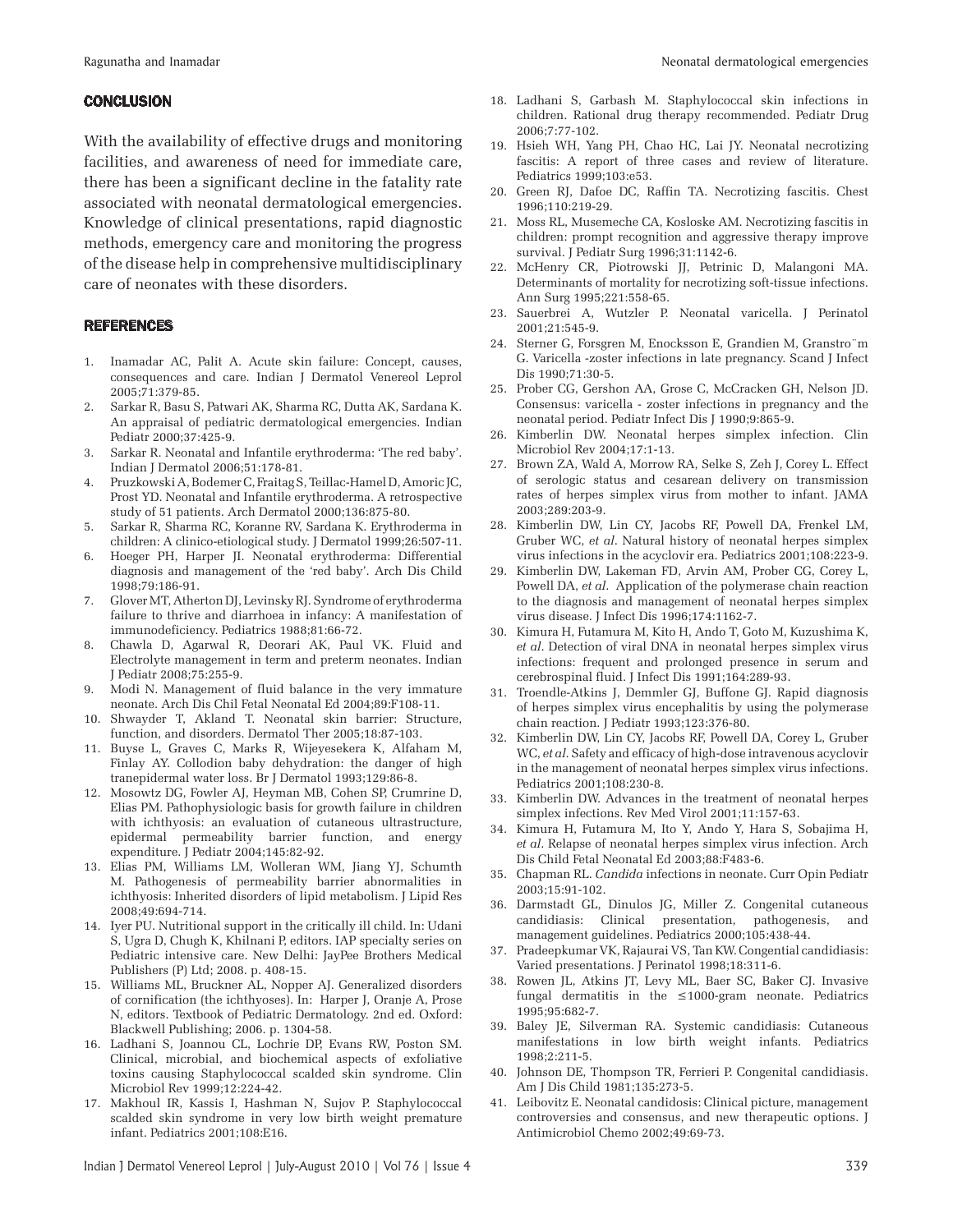## CONCLUSION

With the availability of effective drugs and monitoring facilities, and awareness of need for immediate care, there has been a significant decline in the fatality rate associated with neonatal dermatological emergencies. Knowledge of clinical presentations, rapid diagnostic methods, emergency care and monitoring the progress of the disease help in comprehensive multidisciplinary care of neonates with these disorders.

## REFERENCES

1. Inamadar AC, Palit A. Acute skin failure: Concept, causes, consequences and care. Indian J Dermatol Venereol Leprol 2005;71:379-85.
2. Sarkar R, Basu S, Patwari AK, Sharma RC, Dutta AK, Sardana K. An appraisal of pediatric dermatological emergencies. Indian Pediatr 2000;37:425-9.
3. Sarkar R. Neonatal and Infantile erythroderma: 'The red baby'. Indian J Dermatol 2006;51:178-81.
4. Pruzkowski A, Bodemer C, Fraitag S, Teillac-Hamel D, Amoric JC, Prost YD. Neonatal and Infantile erythroderma. A retrospective study of 51 patients. Arch Dermatol 2000;136:875-80.
5. Sarkar R, Sharma RC, Koranne RV, Sardana K. Erythroderma in children: A clinico-etiological study. J Dermatol 1999;26:507-11.
6. Hoeger PH, Harper JI. Neonatal erythroderma: Differential diagnosis and management of the 'red baby'. Arch Dis Child 1998;79:186-91.
7. Glover MT, Atherton DJ, Levinsky RJ. Syndrome of erythroderma failure to thrive and diarrhoea in infancy: A manifestation of immunodeficiency. Pediatrics 1988;81:66-72.
8. Chawla D, Agarwal R, Deorari AK, Paul VK. Fluid and Electrolyte management in term and preterm neonates. Indian J Pediatr 2008;75:255-9.
9. Modi N. Management of fluid balance in the very immature neonate. Arch Dis Chil Fetal Neonatal Ed 2004;89:F108-11.
10. Shwayder T, Akland T. Neonatal skin barrier: Structure, function, and disorders. Dermatol Ther 2005;18:87-103.
11. Buyse L, Graves C, Marks R, Wijeyesekera K, Alfaham M, Finlay AY. Collodion baby dehydration: the danger of high tranepidermal water loss. Br J Dermatol 1993;129:86-8.
12. Mosowtz DG, Fowler AJ, Heyman MB, Cohen SP, Crumrine D, Elias PM. Pathophysiologic basis for growth failure in children with ichthyosis: an evaluation of cutaneous ultrastructure, epidermal permeability barrier function, and energy expenditure. J Pediatr 2004;145:82-92.
13. Elias PM, Williams LM, Wolleran WM, Jiang YJ, Schumth M. Pathogenesis of permeability barrier abnormalities in ichthyosis: Inherited disorders of lipid metabolism. J Lipid Res 2008;49:694-714.
14. Iyer PU. Nutritional support in the critically ill child. In: Udani S, Ugra D, Chugh K, Khilnani P, editors. IAP specialty series on Pediatric intensive care. New Delhi: JayPee Brothers Medical Publishers (P) Ltd; 2008. p. 408-15.
15. Williams ML, Bruckner AL, Nopper AJ. Generalized disorders of cornification (the ichthyoses). In: Harper J, Oranje A, Prose N, editors. Textbook of Pediatric Dermatology. 2nd ed. Oxford: Blackwell Publishing; 2006. p. 1304-58.
16. Ladhani S, Joannou CL, Lochrie DP, Evans RW, Poston SM. Clinical, microbial, and biochemical aspects of exfoliative toxins causing Staphylococcal scalded skin syndrome. Clin Microbiol Rev 1999;12:224-42.
17. Makhoul IR, Kassis I, Hashman N, Sujov P. Staphylococcal scalded skin syndrome in very low birth weight premature infant. Pediatrics 2001;108:E16.
18. Ladhani S, Garbash M. Staphylococcal skin infections in children. Rational drug therapy recommended. Pediatr Drug 2006;7:77-102.
19. Hsieh WH, Yang PH, Chao HC, Lai JY. Neonatal necrotizing fascitis: A report of three cases and review of literature. Pediatrics 1999;103:e53.
20. Green RJ, Dafoe DC, Raffin TA. Necrotizing fascitis. Chest 1996;110:219-29.
21. Moss RL, Musemeche CA, Kosloske AM. Necrotizing fascitis in children: prompt recognition and aggressive therapy improve survival. J Pediatr Surg 1996;31:1142-6.
22. McHenry CR, Piotrowski JJ, Petrinic D, Malangoni MA. Determinants of mortality for necrotizing soft-tissue infections. Ann Surg 1995;221:558-65.
23. Sauerbrei A, Wutzler P. Neonatal varicella. J Perinatol 2001;21:545-9.
24. Sterner G, Forsgren M, Enocksson E, Grandien M, Granstro¨m G. Varicella -zoster infections in late pregnancy. Scand J Infect Dis 1990;71:30-5.
25. Prober CG, Gershon AA, Grose C, McCracken GH, Nelson JD. Consensus: varicella - zoster infections in pregnancy and the neonatal period. Pediatr Infect Dis J 1990;9:865-9.
26. Kimberlin DW. Neonatal herpes simplex infection. Clin Microbiol Rev 2004;17:1-13.
27. Brown ZA, Wald A, Morrow RA, Selke S, Zeh J, Corey L. Effect of serologic status and cesarean delivery on transmission rates of herpes simplex virus from mother to infant. JAMA 2003;289:203-9.
28. Kimberlin DW, Lin CY, Jacobs RF, Powell DA, Frenkel LM, Gruber WC, *et al*. Natural history of neonatal herpes simplex virus infections in the acyclovir era. Pediatrics 2001;108:223-9.
29. Kimberlin DW, Lakeman FD, Arvin AM, Prober CG, Corey L, Powell DA, *et al*. Application of the polymerase chain reaction to the diagnosis and management of neonatal herpes simplex virus disease. J Infect Dis 1996;174:1162-7.
30. Kimura H, Futamura M, Kito H, Ando T, Goto M, Kuzushima K, *et al*. Detection of viral DNA in neonatal herpes simplex virus infections: frequent and prolonged presence in serum and cerebrospinal fluid. J Infect Dis 1991;164:289-93.
31. Troendle-Atkins J, Demmler GJ, Buffone GJ. Rapid diagnosis of herpes simplex virus encephalitis by using the polymerase chain reaction. J Pediatr 1993;123:376-80.
32. Kimberlin DW, Lin CY, Jacobs RF, Powell DA, Corey L, Gruber WC, *et al*. Safety and efficacy of high-dose intravenous acyclovir in the management of neonatal herpes simplex virus infections. Pediatrics 2001;108:230-8.
33. Kimberlin DW. Advances in the treatment of neonatal herpes simplex infections. Rev Med Virol 2001;11:157-63.
34. Kimura H, Futamura M, Ito Y, Ando Y, Hara S, Sobajima H, *et al*. Relapse of neonatal herpes simplex virus infection. Arch Dis Child Fetal Neonatal Ed 2003;88:F483-6.
35. Chapman RL. *Candida* infections in neonate. Curr Opin Pediatr 2003;15:91-102.
36. Darmstadt GL, Dinulos JG, Miller Z. Congenital cutaneous candidiasis: Clinical presentation, pathogenesis, and management guidelines. Pediatrics 2000;105:438-44.
37. Pradeepkumar VK, Rajaurai VS, Tan KW. Congential candidiasis: Varied presentations. J Perinatol 1998;18:311-6.
38. Rowen JL, Atkins JT, Levy ML, Baer SC, Baker CJ. Invasive fungal dermatitis in the ≤1000-gram neonate. Pediatrics 1995;95:682-7.
39. Baley JE, Silverman RA. Systemic candidiasis: Cutaneous manifestations in low birth weight infants. Pediatrics 1998;2:211-5.
40. Johnson DE, Thompson TR, Ferrieri P. Congenital candidiasis. Am J Dis Child 1981;135:273-5.
41. Leibovitz E. Neonatal candidosis: Clinical picture, management controversies and consensus, and new therapeutic options. J Antimicrobiol Chemo 2002;49:69-73.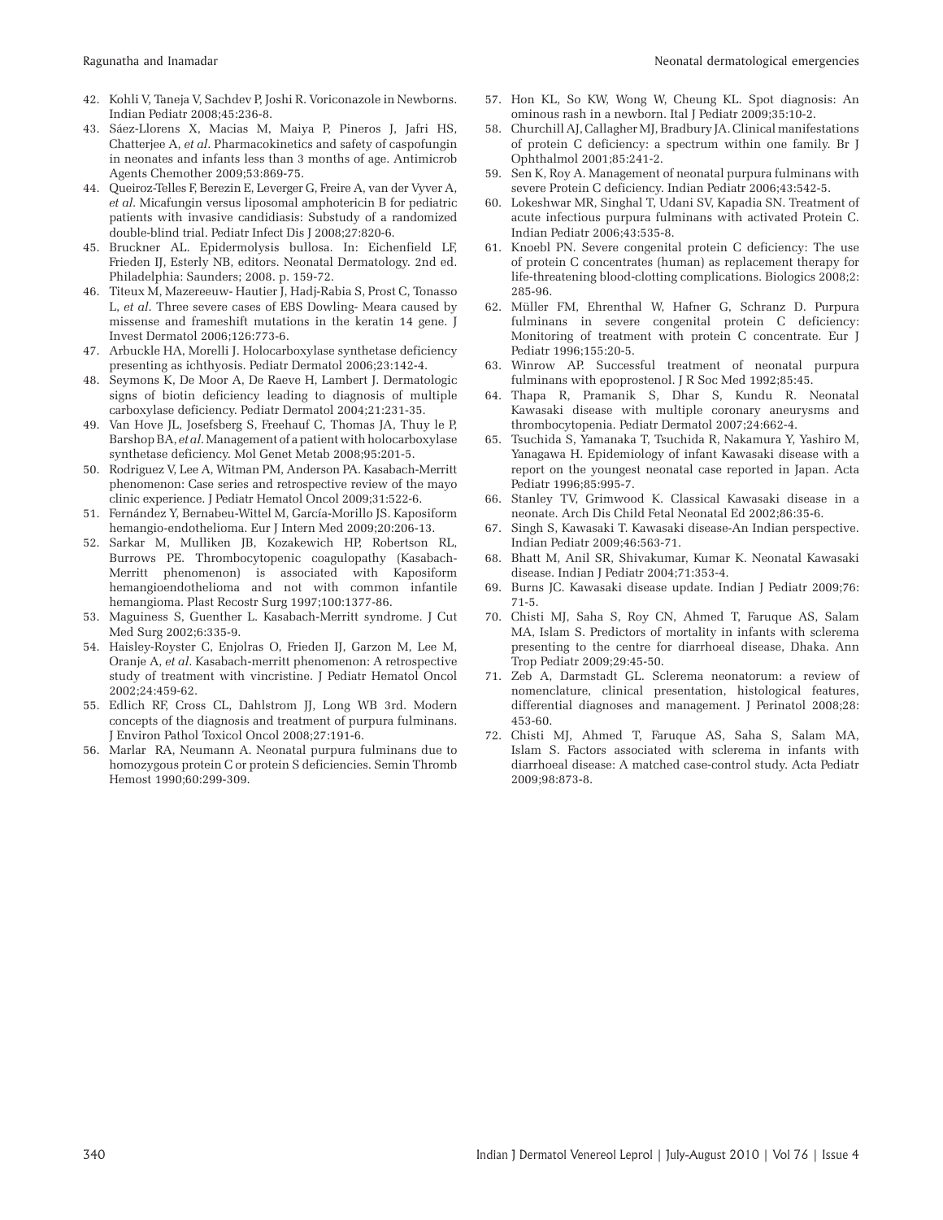42. Kohli V, Taneja V, Sachdev P, Joshi R. Voriconazole in Newborns. Indian Pediatr 2008;45:236-8.
43. Sáez-Llorens X, Macias M, Maiya P, Pineros J, Jafri HS, Chatterjee A, *et al*. Pharmacokinetics and safety of caspofungin in neonates and infants less than 3 months of age. Antimicrob Agents Chemother 2009;53:869-75.
44. Queiroz-Telles F, Berezin E, Leverger G, Freire A, van der Vyver A, *et al*. Micafungin versus liposomal amphotericin B for pediatric patients with invasive candidiasis: Substudy of a randomized double-blind trial. Pediatr Infect Dis J 2008;27:820-6.
45. Bruckner AL. Epidermolysis bullosa. In: Eichenfield LF, Frieden IJ, Esterly NB, editors. Neonatal Dermatology. 2nd ed. Philadelphia: Saunders; 2008. p. 159-72.
46. Titeux M, Mazereeuw- Hautier J, Hadj-Rabia S, Prost C, Tonasso L, *et al*. Three severe cases of EBS Dowling- Meara caused by missense and frameshift mutations in the keratin 14 gene. J Invest Dermatol 2006;126:773-6.
47. Arbuckle HA, Morelli J. Holocarboxylase synthetase deficiency presenting as ichthyosis. Pediatr Dermatol 2006;23:142-4.
48. Seymons K, De Moor A, De Raeve H, Lambert J. Dermatologic signs of biotin deficiency leading to diagnosis of multiple carboxylase deficiency. Pediatr Dermatol 2004;21:231-35.
49. Van Hove JL, Josefsberg S, Freehauf C, Thomas JA, Thuy le P, Barshop BA, *et al*. Management of a patient with holocarboxylase synthetase deficiency. Mol Genet Metab 2008;95:201-5.
50. Rodriguez V, Lee A, Witman PM, Anderson PA. Kasabach-Merritt phenomenon: Case series and retrospective review of the mayo clinic experience. J Pediatr Hematol Oncol 2009;31:522-6.
51. Fernández Y, Bernabeu-Wittel M, García-Morillo JS. Kaposiform hemangio-endothelioma. Eur J Intern Med 2009;20:206-13.
52. Sarkar M, Mulliken JB, Kozakewich HP, Robertson RL, Burrows PE. Thrombocytopenic coagulopathy (Kasabach-Merritt phenomenon) is associated with Kaposiform hemangioendothelioma and not with common infantile hemangioma. Plast Recostr Surg 1997;100:1377-86.
53. Maguiness S, Guenther L. Kasabach-Merritt syndrome. J Cut Med Surg 2002;6:335-9.
54. Haisley-Royster C, Enjolras O, Frieden IJ, Garzon M, Lee M, Oranje A, *et al*. Kasabach-merritt phenomenon: A retrospective study of treatment with vincristine. J Pediatr Hematol Oncol 2002;24:459-62.
55. Edlich RF, Cross CL, Dahlstrom JJ, Long WB 3rd. Modern concepts of the diagnosis and treatment of purpura fulminans. J Environ Pathol Toxicol Oncol 2008;27:191-6.
56. Marlar RA, Neumann A. Neonatal purpura fulminans due to homozygous protein C or protein S deficiencies. Semin Thromb Hemost 1990;60:299-309.
57. Hon KL, So KW, Wong W, Cheung KL. Spot diagnosis: An ominous rash in a newborn. Ital J Pediatr 2009;35:10-2.
58. Churchill AJ, Callagher MJ, Bradbury JA. Clinical manifestations of protein C deficiency: a spectrum within one family. Br J Ophthalmol 2001;85:241-2.
59. Sen K, Roy A. Management of neonatal purpura fulminans with severe Protein C deficiency. Indian Pediatr 2006;43:542-5.
60. Lokeshwar MR, Singhal T, Udani SV, Kapadia SN. Treatment of acute infectious purpura fulminans with activated Protein C. Indian Pediatr 2006;43:535-8.
61. Knoebl PN. Severe congenital protein C deficiency: The use of protein C concentrates (human) as replacement therapy for life-threatening blood-clotting complications. Biologics 2008;2: 285-96.
62. Müller FM, Ehrenthal W, Hafner G, Schranz D. Purpura fulminans in severe congenital protein C deficiency: Monitoring of treatment with protein C concentrate. Eur J Pediatr 1996;155:20-5.
63. Winrow AP. Successful treatment of neonatal purpura fulminans with epoprostenol. J R Soc Med 1992;85:45.
64. Thapa R, Pramanik S, Dhar S, Kundu R. Neonatal Kawasaki disease with multiple coronary aneurysms and thrombocytopenia. Pediatr Dermatol 2007;24:662-4.
65. Tsuchida S, Yamanaka T, Tsuchida R, Nakamura Y, Yashiro M, Yanagawa H. Epidemiology of infant Kawasaki disease with a report on the youngest neonatal case reported in Japan. Acta Pediatr 1996;85:995-7.
66. Stanley TV, Grimwood K. Classical Kawasaki disease in a neonate. Arch Dis Child Fetal Neonatal Ed 2002;86:35-6.
67. Singh S, Kawasaki T. Kawasaki disease-An Indian perspective. Indian Pediatr 2009;46:563-71.
68. Bhatt M, Anil SR, Shivakumar, Kumar K. Neonatal Kawasaki disease. Indian J Pediatr 2004;71:353-4.
69. Burns JC. Kawasaki disease update. Indian J Pediatr 2009;76: 71-5.
70. Chisti MJ, Saha S, Roy CN, Ahmed T, Faruque AS, Salam MA, Islam S. Predictors of mortality in infants with sclerema presenting to the centre for diarrhoeal disease, Dhaka. Ann Trop Pediatr 2009;29:45-50.
71. Zeb A, Darmstadt GL. Sclerema neonatorum: a review of nomenclature, clinical presentation, histological features, differential diagnoses and management. J Perinatol 2008;28: 453-60.
72. Chisti MJ, Ahmed T, Faruque AS, Saha S, Salam MA, Islam S. Factors associated with sclerema in infants with diarrhoeal disease: A matched case-control study. Acta Pediatr 2009;98:873-8.